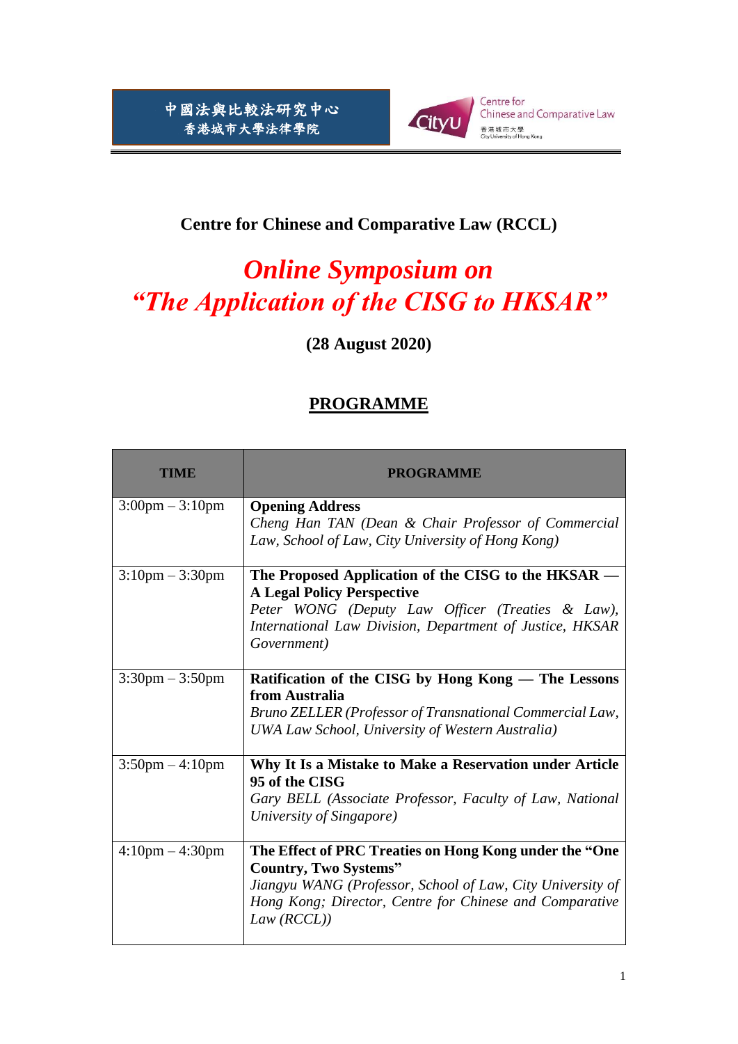中國法與比較法研究中心
香港城市大學法律學院

Centre for Chinese and Comparative Law
香港城市大學 City University of Hong Kong

**Centre for Chinese and Comparative Law (RCCL)**

# *Online Symposium on "The Application of the CISG to HKSAR"*

**(28 August 2020)**

## PROGRAMME

| TIME | PROGRAMME |
| --- | --- |
| 3:00pm – 3:10pm | **Opening Address**<br>*Cheng Han TAN (Dean & Chair Professor of Commercial Law, School of Law, City University of Hong Kong)* |
| 3:10pm – 3:30pm | **The Proposed Application of the CISG to the HKSAR — A Legal Policy Perspective**<br>*Peter WONG (Deputy Law Officer (Treaties & Law), International Law Division, Department of Justice, HKSAR Government)* |
| 3:30pm – 3:50pm | **Ratification of the CISG by Hong Kong — The Lessons from Australia**<br>*Bruno ZELLER (Professor of Transnational Commercial Law, UWA Law School, University of Western Australia)* |
| 3:50pm – 4:10pm | **Why It Is a Mistake to Make a Reservation under Article 95 of the CISG**<br>*Gary BELL (Associate Professor, Faculty of Law, National University of Singapore)* |
| 4:10pm – 4:30pm | **The Effect of PRC Treaties on Hong Kong under the "One Country, Two Systems"**<br>*Jiangyu WANG (Professor, School of Law, City University of Hong Kong; Director, Centre for Chinese and Comparative Law (RCCL))* |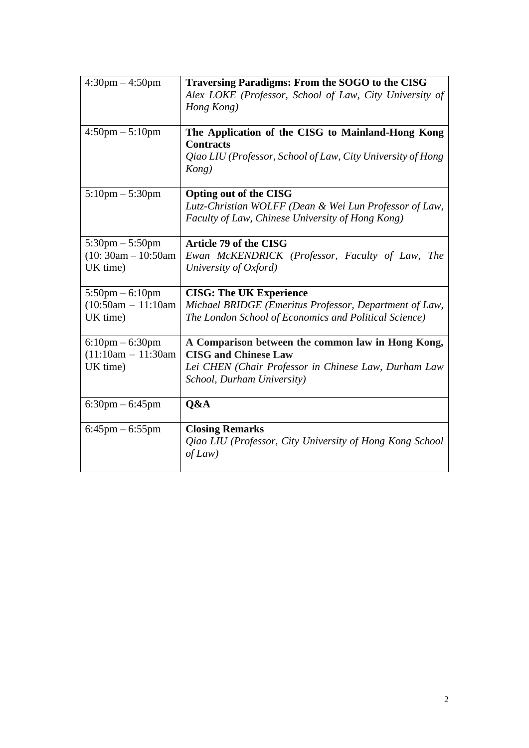| | |
|---|---|
| 4:30pm – 4:50pm | **Traversing Paradigms: From the SOGO to the CISG**<br>*Alex LOKE (Professor, School of Law, City University of Hong Kong)* |
| 4:50pm – 5:10pm | **The Application of the CISG to Mainland-Hong Kong Contracts**<br>*Qiao LIU (Professor, School of Law, City University of Hong Kong)* |
| 5:10pm – 5:30pm | **Opting out of the CISG**<br>*Lutz-Christian WOLFF (Dean & Wei Lun Professor of Law, Faculty of Law, Chinese University of Hong Kong)* |
| 5:30pm – 5:50pm (10: 30am – 10:50am UK time) | **Article 79 of the CISG**<br>*Ewan McKENDRICK (Professor, Faculty of Law, The University of Oxford)* |
| 5:50pm – 6:10pm (10:50am – 11:10am UK time) | **CISG: The UK Experience**<br>*Michael BRIDGE (Emeritus Professor, Department of Law, The London School of Economics and Political Science)* |
| 6:10pm – 6:30pm (11:10am – 11:30am UK time) | **A Comparison between the common law in Hong Kong, CISG and Chinese Law**<br>*Lei CHEN (Chair Professor in Chinese Law, Durham Law School, Durham University)* |
| 6:30pm – 6:45pm | **Q&A** |
| 6:45pm – 6:55pm | **Closing Remarks**<br>*Qiao LIU (Professor, City University of Hong Kong School of Law)* |